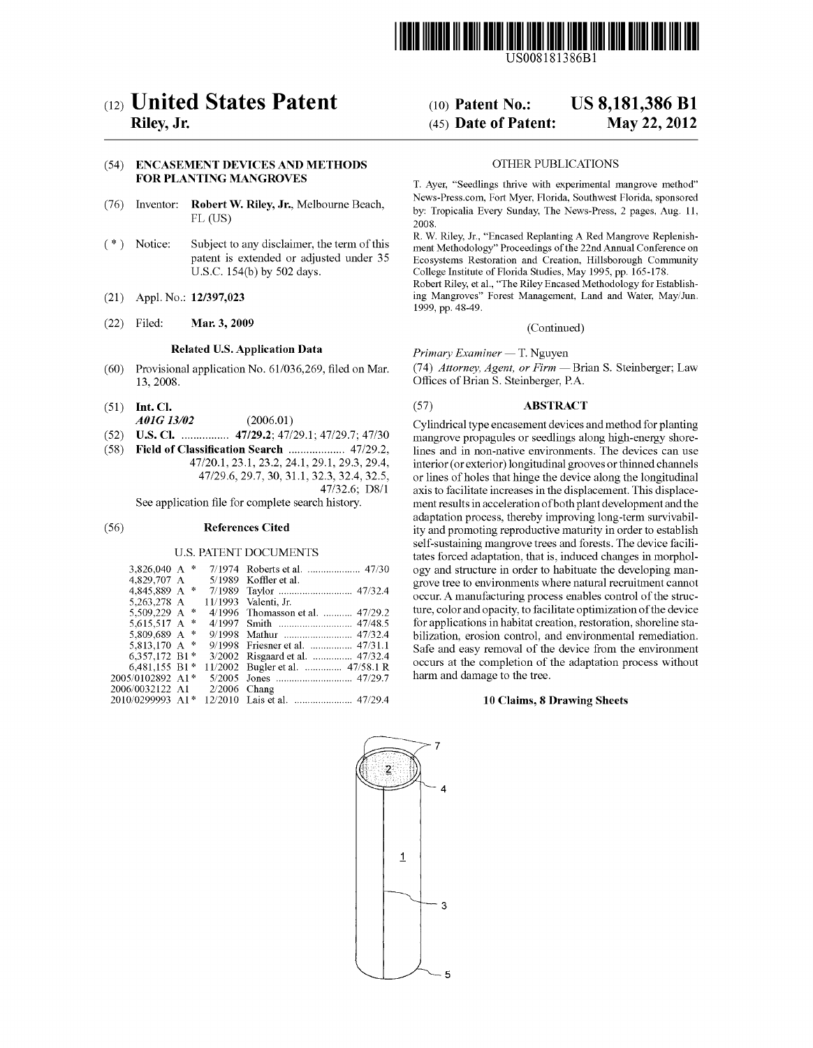US008181386B1

# (12) United States Patent
**Riley, Jr.**

(10) **Patent No.: US 8,181,386 B1**

(45) **Date of Patent: May 22, 2012**

(54) **ENCASEMENT DEVICES AND METHODS FOR PLANTING MANGROVES**

(76) Inventor: **Robert W. Riley, Jr.**, Melbourne Beach, FL (US)

( * ) Notice: Subject to any disclaimer, the term of this patent is extended or adjusted under 35 U.S.C. 154(b) by 502 days.

(21) Appl. No.: **12/397,023**

(22) Filed: **Mar. 3, 2009**

**Related U.S. Application Data**

(60) Provisional application No. 61/036,269, filed on Mar. 13, 2008.

(51) **Int. Cl.**
*A01G 13/02* (2006.01)

(52) **U.S. Cl.** ................ **47/29.2**; 47/29.1; 47/29.7; 47/30

(58) **Field of Classification Search** .................. 47/29.2, 47/20.1, 23.1, 23.2, 24.1, 29.1, 29.3, 29.4, 47/29.6, 29.7, 30, 31.1, 32.3, 32.4, 32.5, 47/32.6; D8/1

See application file for complete search history.

(56) **References Cited**

U.S. PATENT DOCUMENTS

| | | | |
|---|---|---|---|
| 3,826,040 A * | 7/1974 | Roberts et al. | 47/30 |
| 4,829,707 A | 5/1989 | Koffler et al. | |
| 4,845,889 A * | 7/1989 | Taylor | 47/32.4 |
| 5,263,278 A | 11/1993 | Valenti, Jr. | |
| 5,509,229 A * | 4/1996 | Thomasson et al. | 47/29.2 |
| 5,615,517 A * | 4/1997 | Smith | 47/48.5 |
| 5,809,689 A * | 9/1998 | Mathur | 47/32.4 |
| 5,813,170 A * | 9/1998 | Friesner et al. | 47/31.1 |
| 6,357,172 B1 * | 3/2002 | Risgaard et al. | 47/32.4 |
| 6,481,155 B1 * | 11/2002 | Bugler et al. | 47/58.1 R |
| 2005/0102892 A1 * | 5/2005 | Jones | 47/29.7 |
| 2006/0032122 A1 | 2/2006 | Chang | |
| 2010/0299993 A1 * | 12/2010 | Lais et al. | 47/29.4 |

OTHER PUBLICATIONS

T. Ayer, "Seedlings thrive with experimental mangrove method" News-Press.com, Fort Myer, Florida, Southwest Florida, sponsored by: Tropicalia Every Sunday, The News-Press, 2 pages, Aug. 11, 2008.

R. W. Riley, Jr., "Encased Replanting A Red Mangrove Replenishment Methodology" Proceedings of the 22nd Annual Conference on Ecosystems Restoration and Creation, Hillsborough Community College Institute of Florida Studies, May 1995, pp. 165-178.

Robert Riley, et al., "The Riley Encased Methodology for Establishing Mangroves" Forest Management, Land and Water, May/Jun. 1999, pp. 48-49.

(Continued)

*Primary Examiner* — T. Nguyen

(74) *Attorney, Agent, or Firm* — Brian S. Steinberger; Law Offices of Brian S. Steinberger, P.A.

(57) **ABSTRACT**

Cylindrical type encasement devices and method for planting mangrove propagules or seedlings along high-energy shorelines and in non-native environments. The devices can use interior (or exterior) longitudinal grooves or thinned channels or lines of holes that hinge the device along the longitudinal axis to facilitate increases in the displacement. This displacement results in acceleration of both plant development and the adaptation process, thereby improving long-term survivability and promoting reproductive maturity in order to establish self-sustaining mangrove trees and forests. The device facilitates forced adaptation, that is, induced changes in morphology and structure in order to habituate the developing mangrove tree to environments where natural recruitment cannot occur. A manufacturing process enables control of the structure, color and opacity, to facilitate optimization of the device for applications in habitat creation, restoration, shoreline stabilization, erosion control, and environmental remediation. Safe and easy removal of the device from the environment occurs at the completion of the adaptation process without harm and damage to the tree.

**10 Claims, 8 Drawing Sheets**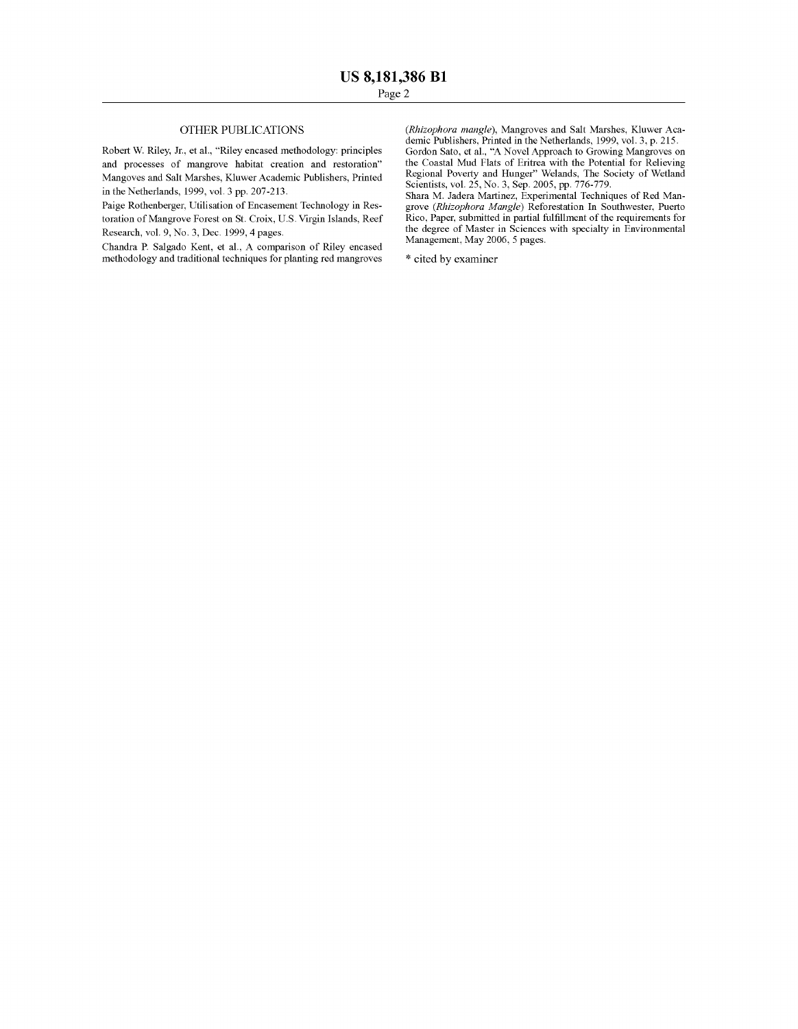## OTHER PUBLICATIONS

Robert W. Riley, Jr., et al., "Riley encased methodology: principles and processes of mangrove habitat creation and restoration" Mangoves and Salt Marshes, Kluwer Academic Publishers, Printed in the Netherlands, 1999, vol. 3 pp. 207-213.

Paige Rothenberger, Utilisation of Encasement Technology in Restoration of Mangrove Forest on St. Croix, U.S. Virgin Islands, Reef Research, vol. 9, No. 3, Dec. 1999, 4 pages.

Chandra P. Salgado Kent, et al., A comparison of Riley encased methodology and traditional techniques for planting red mangroves (*Rhizophora mangle*), Mangroves and Salt Marshes, Kluwer Academic Publishers, Printed in the Netherlands, 1999, vol. 3, p. 215.

Gordon Sato, et al., "A Novel Approach to Growing Mangroves on the Coastal Mud Flats of Eritrea with the Potential for Relieving Regional Poverty and Hunger" Welands, The Society of Wetland Scientists, vol. 25, No. 3, Sep. 2005, pp. 776-779.

Shara M. Jadera Martinez, Experimental Techniques of Red Mangrove (*Rhizophora Mangle*) Reforestation In Southwester, Puerto Rico, Paper, submitted in partial fulfillment of the requirements for the degree of Master in Sciences with specialty in Environmental Management, May 2006, 5 pages.

* cited by examiner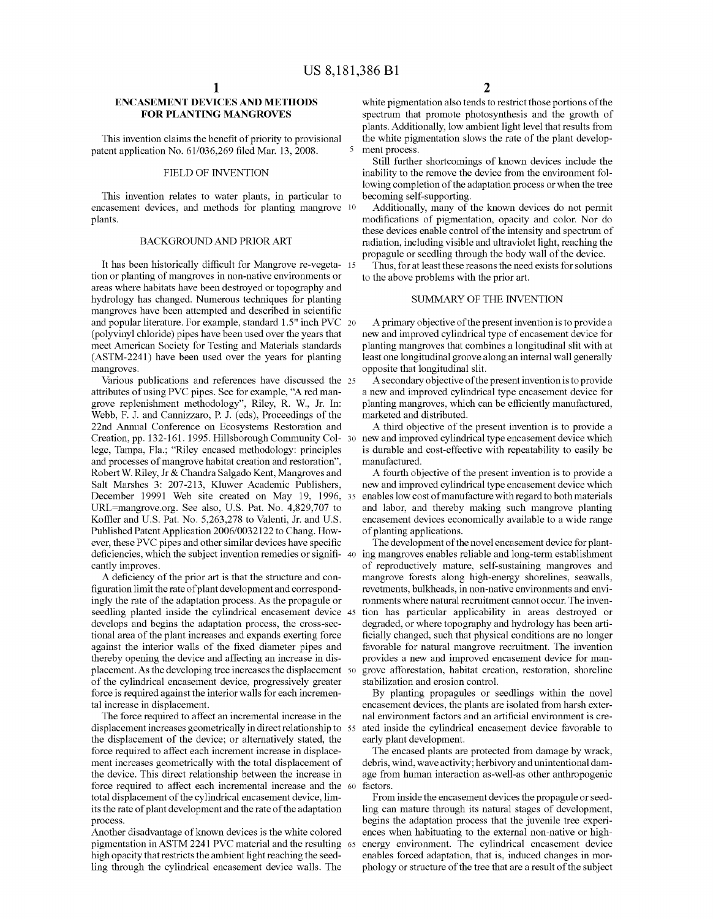# ENCASEMENT DEVICES AND METHODS FOR PLANTING MANGROVES

This invention claims the benefit of priority to provisional patent application No. 61/036,269 filed Mar. 13, 2008.

## FIELD OF INVENTION

This invention relates to water plants, in particular to encasement devices, and methods for planting mangrove plants.

## BACKGROUND AND PRIOR ART

It has been historically difficult for Mangrove re-vegetation or planting of mangroves in non-native environments or areas where habitats have been destroyed or topography and hydrology has changed. Numerous techniques for planting mangroves have been attempted and described in scientific and popular literature. For example, standard 1.5" inch PVC (polyvinyl chloride) pipes have been used over the years that meet American Society for Testing and Materials standards (ASTM-2241) have been used over the years for planting mangroves.

Various publications and references have discussed the attributes of using PVC pipes. See for example, "A red mangrove replenishment methodology", Riley, R. W., Jr. In: Webb, F. J. and Cannizzaro, P. J. (eds), Proceedings of the 22nd Annual Conference on Ecosystems Restoration and Creation, pp. 132-161. 1995. Hillsborough Community College, Tampa, Fla.; "Riley encased methodology: principles and processes of mangrove habitat creation and restoration", Robert W. Riley, Jr & Chandra Salgado Kent, Mangroves and Salt Marshes 3: 207-213, Kluwer Academic Publishers, December 19991 Web site created on May 19, 1996, URL=mangrove.org. See also, U.S. Pat. No. 4,829,707 to Koffler and U.S. Pat. No. 5,263,278 to Valenti, Jr. and U.S. Published Patent Application 2006/0032122 to Chang. However, these PVC pipes and other similar devices have specific deficiencies, which the subject invention remedies or significantly improves.

A deficiency of the prior art is that the structure and configuration limit the rate of plant development and correspondingly the rate of the adaptation process. As the propagule or seedling planted inside the cylindrical encasement device develops and begins the adaptation process, the cross-sectional area of the plant increases and expands exerting force against the interior walls of the fixed diameter pipes and thereby opening the device and affecting an increase in displacement. As the developing tree increases the displacement of the cylindrical encasement device, progressively greater force is required against the interior walls for each incremental increase in displacement.

The force required to affect an incremental increase in the displacement increases geometrically in direct relationship to the displacement of the device; or alternatively stated, the force required to affect each increment increase in displacement increases geometrically with the total displacement of the device. This direct relationship between the increase in force required to affect each incremental increase and the total displacement of the cylindrical encasement device, limits the rate of plant development and the rate of the adaptation process.

Another disadvantage of known devices is the white colored pigmentation in ASTM 2241 PVC material and the resulting high opacity that restricts the ambient light reaching the seedling through the cylindrical encasement device walls. The white pigmentation also tends to restrict those portions of the spectrum that promote photosynthesis and the growth of plants. Additionally, low ambient light level that results from the white pigmentation slows the rate of the plant development process.

Still further shortcomings of known devices include the inability to the remove the device from the environment following completion of the adaptation process or when the tree becoming self-supporting.

Additionally, many of the known devices do not permit modifications of pigmentation, opacity and color. Nor do these devices enable control of the intensity and spectrum of radiation, including visible and ultraviolet light, reaching the propagule or seedling through the body wall of the device.

Thus, for at least these reasons the need exists for solutions to the above problems with the prior art.

## SUMMARY OF THE INVENTION

A primary objective of the present invention is to provide a new and improved cylindrical type of encasement device for planting mangroves that combines a longitudinal slit with at least one longitudinal groove along an internal wall generally opposite that longitudinal slit.

A secondary objective of the present invention is to provide a new and improved cylindrical type encasement device for planting mangroves, which can be efficiently manufactured, marketed and distributed.

A third objective of the present invention is to provide a new and improved cylindrical type encasement device which is durable and cost-effective with repeatability to easily be manufactured.

A fourth objective of the present invention is to provide a new and improved cylindrical type encasement device which enables low cost of manufacture with regard to both materials and labor, and thereby making such mangrove planting encasement devices economically available to a wide range of planting applications.

The development of the novel encasement device for planting mangroves enables reliable and long-term establishment of reproductively mature, self-sustaining mangroves and mangrove forests along high-energy shorelines, seawalls, revetments, bulkheads, in non-native environments and environments where natural recruitment cannot occur. The invention has particular applicability in areas destroyed or degraded, or where topography and hydrology has been artificially changed, such that physical conditions are no longer favorable for natural mangrove recruitment. The invention provides a new and improved encasement device for mangrove afforestation, habitat creation, restoration, shoreline stabilization and erosion control.

By planting propagules or seedlings within the novel encasement devices, the plants are isolated from harsh external environment factors and an artificial environment is created inside the cylindrical encasement device favorable to early plant development.

The encased plants are protected from damage by wrack, debris, wind, wave activity; herbivory and unintentional damage from human interaction as-well-as other anthropogenic factors.

From inside the encasement devices the propagule or seedling can mature through its natural stages of development, begins the adaptation process that the juvenile tree experiences when habituating to the external non-native or high-energy environment. The cylindrical encasement device enables forced adaptation, that is, induced changes in morphology or structure of the tree that are a result of the subject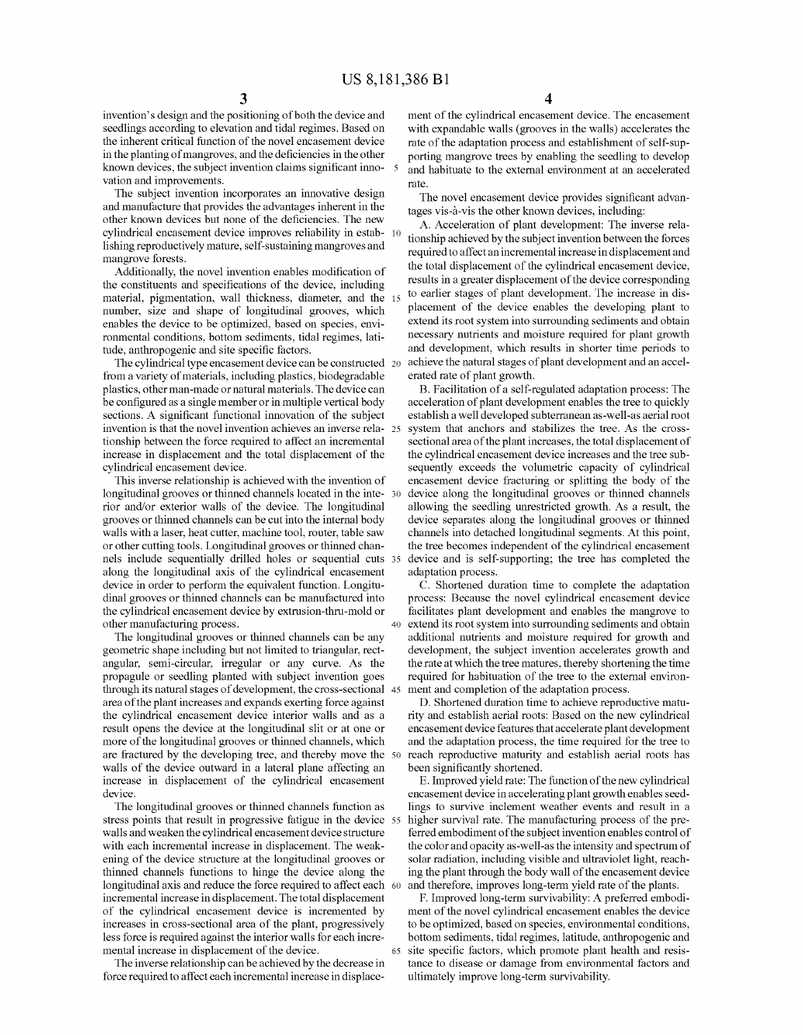invention's design and the positioning of both the device and seedlings according to elevation and tidal regimes. Based on the inherent critical function of the novel encasement device in the planting of mangroves, and the deficiencies in the other known devices, the subject invention claims significant innovation and improvements.

The subject invention incorporates an innovative design and manufacture that provides the advantages inherent in the other known devices but none of the deficiencies. The new cylindrical encasement device improves reliability in establishing reproductively mature, self-sustaining mangroves and mangrove forests.

Additionally, the novel invention enables modification of the constituents and specifications of the device, including material, pigmentation, wall thickness, diameter, and the number, size and shape of longitudinal grooves, which enables the device to be optimized, based on species, environmental conditions, bottom sediments, tidal regimes, latitude, anthropogenic and site specific factors.

The cylindrical type encasement device can be constructed from a variety of materials, including plastics, biodegradable plastics, other man-made or natural materials. The device can be configured as a single member or in multiple vertical body sections. A significant functional innovation of the subject invention is that the novel invention achieves an inverse relationship between the force required to affect an incremental increase in displacement and the total displacement of the cylindrical encasement device.

This inverse relationship is achieved with the invention of longitudinal grooves or thinned channels located in the interior and/or exterior walls of the device. The longitudinal grooves or thinned channels can be cut into the internal body walls with a laser, heat cutter, machine tool, router, table saw or other cutting tools. Longitudinal grooves or thinned channels include sequentially drilled holes or sequential cuts along the longitudinal axis of the cylindrical encasement device in order to perform the equivalent function. Longitudinal grooves or thinned channels can be manufactured into the cylindrical encasement device by extrusion-thru-mold or other manufacturing process.

The longitudinal grooves or thinned channels can be any geometric shape including but not limited to triangular, rectangular, semi-circular, irregular or any curve. As the propagule or seedling planted with subject invention goes through its natural stages of development, the cross-sectional area of the plant increases and expands exerting force against the cylindrical encasement device interior walls and as a result opens the device at the longitudinal slit or at one or more of the longitudinal grooves or thinned channels, which are fractured by the developing tree, and thereby move the walls of the device outward in a lateral plane affecting an increase in displacement of the cylindrical encasement device.

The longitudinal grooves or thinned channels function as stress points that result in progressive fatigue in the device walls and weaken the cylindrical encasement device structure with each incremental increase in displacement. The weakening of the device structure at the longitudinal grooves or thinned channels functions to hinge the device along the longitudinal axis and reduce the force required to affect each incremental increase in displacement. The total displacement of the cylindrical encasement device is incremented by increases in cross-sectional area of the plant, progressively less force is required against the interior walls for each incremental increase in displacement of the device.

The inverse relationship can be achieved by the decrease in force required to affect each incremental increase in displacement of the cylindrical encasement device. The encasement with expandable walls (grooves in the walls) accelerates the rate of the adaptation process and establishment of self-supporting mangrove trees by enabling the seedling to develop and habituate to the external environment at an accelerated rate.

The novel encasement device provides significant advantages vis-à-vis the other known devices, including:

A. Acceleration of plant development: The inverse relationship achieved by the subject invention between the forces required to affect an incremental increase in displacement and the total displacement of the cylindrical encasement device, results in a greater displacement of the device corresponding to earlier stages of plant development. The increase in displacement of the device enables the developing plant to extend its root system into surrounding sediments and obtain necessary nutrients and moisture required for plant growth and development, which results in shorter time periods to achieve the natural stages of plant development and an accelerated rate of plant growth.

B. Facilitation of a self-regulated adaptation process: The acceleration of plant development enables the tree to quickly establish a well developed subterranean as-well-as aerial root system that anchors and stabilizes the tree. As the cross-sectional area of the plant increases, the total displacement of the cylindrical encasement device increases and the tree subsequently exceeds the volumetric capacity of cylindrical encasement device fracturing or splitting the body of the device along the longitudinal grooves or thinned channels allowing the seedling unrestricted growth. As a result, the device separates along the longitudinal grooves or thinned channels into detached longitudinal segments. At this point, the tree becomes independent of the cylindrical encasement device and is self-supporting; the tree has completed the adaptation process.

C. Shortened duration time to complete the adaptation process: Because the novel cylindrical encasement device facilitates plant development and enables the mangrove to extend its root system into surrounding sediments and obtain additional nutrients and moisture required for growth and development, the subject invention accelerates growth and the rate at which the tree matures, thereby shortening the time required for habituation of the tree to the external environment and completion of the adaptation process.

D. Shortened duration time to achieve reproductive maturity and establish aerial roots: Based on the new cylindrical encasement device features that accelerate plant development and the adaptation process, the time required for the tree to reach reproductive maturity and establish aerial roots has been significantly shortened.

E. Improved yield rate: The function of the new cylindrical encasement device in accelerating plant growth enables seedlings to survive inclement weather events and result in a higher survival rate. The manufacturing process of the preferred embodiment of the subject invention enables control of the color and opacity as-well-as the intensity and spectrum of solar radiation, including visible and ultraviolet light, reaching the plant through the body wall of the encasement device and therefore, improves long-term yield rate of the plants.

F. Improved long-term survivability: A preferred embodiment of the novel cylindrical encasement enables the device to be optimized, based on species, environmental conditions, bottom sediments, tidal regimes, latitude, anthropogenic and site specific factors, which promote plant health and resistance to disease or damage from environmental factors and ultimately improve long-term survivability.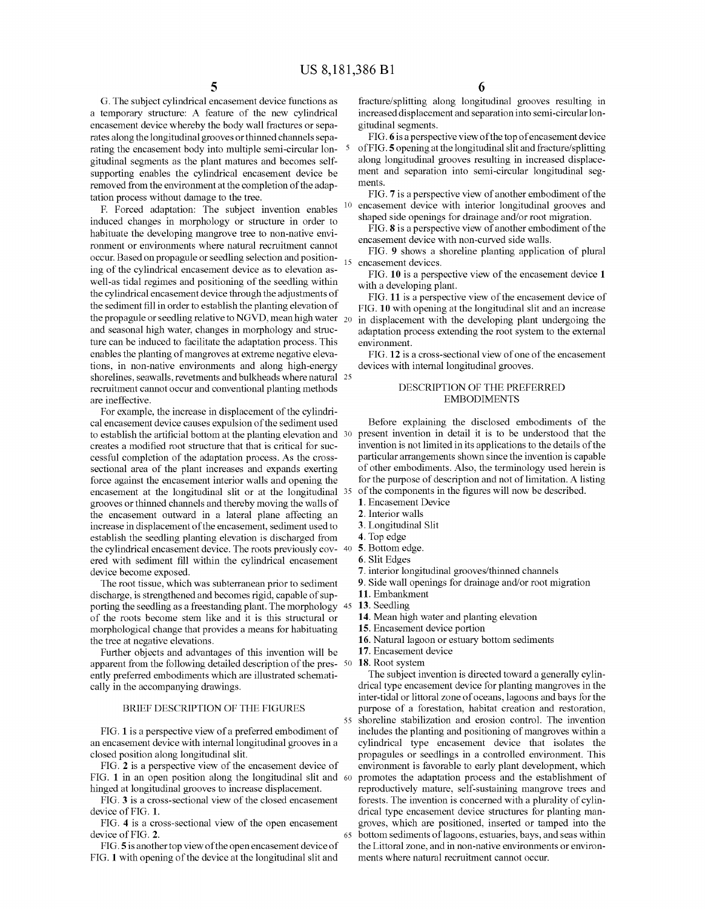G. The subject cylindrical encasement device functions as a temporary structure: A feature of the new cylindrical encasement device whereby the body wall fractures or separates along the longitudinal grooves or thinned channels separating the encasement body into multiple semi-circular longitudinal segments as the plant matures and becomes self-supporting enables the cylindrical encasement device be removed from the environment at the completion of the adaptation process without damage to the tree.

F. Forced adaptation: The subject invention enables induced changes in morphology or structure in order to habituate the developing mangrove tree to non-native environment or environments where natural recruitment cannot occur. Based on propagule or seedling selection and positioning of the cylindrical encasement device as to elevation as-well-as tidal regimes and positioning of the seedling within the cylindrical encasement device through the adjustments of the sediment fill in order to establish the planting elevation of the propagule or seedling relative to NGVD, mean high water and seasonal high water, changes in morphology and structure can be induced to facilitate the adaptation process. This enables the planting of mangroves at extreme negative elevations, in non-native environments and along high-energy shorelines, seawalls, revetments and bulkheads where natural recruitment cannot occur and conventional planting methods are ineffective.

For example, the increase in displacement of the cylindrical encasement device causes expulsion of the sediment used to establish the artificial bottom at the planting elevation and creates a modified root structure that that is critical for successful completion of the adaptation process. As the cross-sectional area of the plant increases and expands exerting force against the encasement interior walls and opening the encasement at the longitudinal slit or at the longitudinal grooves or thinned channels and thereby moving the walls of the encasement outward in a lateral plane affecting an increase in displacement of the encasement, sediment used to establish the seedling planting elevation is discharged from the cylindrical encasement device. The roots previously covered with sediment fill within the cylindrical encasement device become exposed.

The root tissue, which was subterranean prior to sediment discharge, is strengthened and becomes rigid, capable of supporting the seedling as a freestanding plant. The morphology of the roots become stem like and it is this structural or morphological change that provides a means for habituating the tree at negative elevations.

Further objects and advantages of this invention will be apparent from the following detailed description of the presently preferred embodiments which are illustrated schematically in the accompanying drawings.

## BRIEF DESCRIPTION OF THE FIGURES

FIG. 1 is a perspective view of a preferred embodiment of an encasement device with internal longitudinal grooves in a closed position along longitudinal slit.

FIG. 2 is a perspective view of the encasement device of FIG. 1 in an open position along the longitudinal slit and hinged at longitudinal grooves to increase displacement.

FIG. 3 is a cross-sectional view of the closed encasement device of FIG. 1.

FIG. 4 is a cross-sectional view of the open encasement device of FIG. 2.

FIG. 5 is another top view of the open encasement device of FIG. 1 with opening of the device at the longitudinal slit and fracture/splitting along longitudinal grooves resulting in increased displacement and separation into semi-circular longitudinal segments.

FIG. 6 is a perspective view of the top of encasement device of FIG. 5 opening at the longitudinal slit and fracture/splitting along longitudinal grooves resulting in increased displacement and separation into semi-circular longitudinal segments.

FIG. 7 is a perspective view of another embodiment of the encasement device with interior longitudinal grooves and shaped side openings for drainage and/or root migration.

FIG. 8 is a perspective view of another embodiment of the encasement device with non-curved side walls.

FIG. 9 shows a shoreline planting application of plural encasement devices.

FIG. 10 is a perspective view of the encasement device 1 with a developing plant.

FIG. 11 is a perspective view of the encasement device of FIG. 10 with opening at the longitudinal slit and an increase in displacement with the developing plant undergoing the adaptation process extending the root system to the external environment.

FIG. 12 is a cross-sectional view of one of the encasement devices with internal longitudinal grooves.

## DESCRIPTION OF THE PREFERRED EMBODIMENTS

Before explaining the disclosed embodiments of the present invention in detail it is to be understood that the invention is not limited in its applications to the details of the particular arrangements shown since the invention is capable of other embodiments. Also, the terminology used herein is for the purpose of description and not of limitation. A listing of the components in the figures will now be described.

1. Encasement Device
2. Interior walls
3. Longitudinal Slit
4. Top edge
5. Bottom edge.
6. Slit Edges
7. interior longitudinal grooves/thinned channels
9. Side wall openings for drainage and/or root migration
11. Embankment
13. Seedling
14. Mean high water and planting elevation
15. Encasement device portion
16. Natural lagoon or estuary bottom sediments
17. Encasement device
18. Root system

The subject invention is directed toward a generally cylindrical type encasement device for planting mangroves in the inter-tidal or littoral zone of oceans, lagoons and bays for the purpose of a forestation, habitat creation and restoration, shoreline stabilization and erosion control. The invention includes the planting and positioning of mangroves within a cylindrical type encasement device that isolates the propagules or seedlings in a controlled environment. This environment is favorable to early plant development, which promotes the adaptation process and the establishment of reproductively mature, self-sustaining mangrove trees and forests. The invention is concerned with a plurality of cylindrical type encasement device structures for planting mangroves, which are positioned, inserted or tamped into the bottom sediments of lagoons, estuaries, bays, and seas within the Littoral zone, and in non-native environments or environments where natural recruitment cannot occur.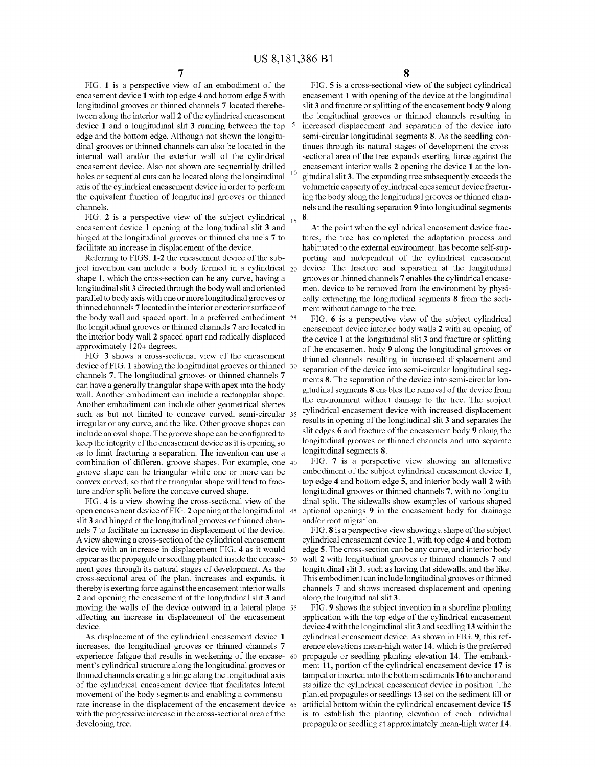FIG. **1** is a perspective view of an embodiment of the encasement device **1** with top edge **4** and bottom edge **5** with longitudinal grooves or thinned channels **7** located therebetween along the interior wall **2** of the cylindrical encasement device **1** and a longitudinal slit **3** running between the top edge and the bottom edge. Although not shown the longitudinal grooves or thinned channels can also be located in the internal wall and/or the exterior wall of the cylindrical encasement device. Also not shown are sequentially drilled holes or sequential cuts can be located along the longitudinal axis of the cylindrical encasement device in order to perform the equivalent function of longitudinal grooves or thinned channels.

FIG. **2** is a perspective view of the subject cylindrical encasement device **1** opening at the longitudinal slit **3** and hinged at the longitudinal grooves or thinned channels **7** to facilitate an increase in displacement of the device.

Referring to FIGS. **1-2** the encasement device of the subject invention can include a body formed in a cylindrical shape **1**, which the cross-section can be any curve, having a longitudinal slit **3** directed through the body wall and oriented parallel to body axis with one or more longitudinal grooves or thinned channels **7** located in the interior or exterior surface of the body wall and spaced apart. In a preferred embodiment the longitudinal grooves or thinned channels **7** are located in the interior body wall **2** spaced apart and radically displaced approximately 120+ degrees.

FIG. **3** shows a cross-sectional view of the encasement device of FIG. **1** showing the longitudinal grooves or thinned channels **7**. The longitudinal grooves or thinned channels **7** can have a generally triangular shape with apex into the body wall. Another embodiment can include a rectangular shape. Another embodiment can include other geometrical shapes such as but not limited to concave curved, semi-circular irregular or any curve, and the like. Other groove shapes can include an oval shape. The groove shape can be configured to keep the integrity of the encasement device as it is opening so as to limit fracturing a separation. The invention can use a combination of different groove shapes. For example, one groove shape can be triangular while one or more can be convex curved, so that the triangular shape will tend to fracture and/or split before the concave curved shape.

FIG. **4** is a view showing the cross-sectional view of the open encasement device of FIG. **2** opening at the longitudinal slit **3** and hinged at the longitudinal grooves or thinned channels **7** to facilitate an increase in displacement of the device. A view showing a cross-section of the cylindrical encasement device with an increase in displacement FIG. **4** as it would appear as the propagule or seedling planted inside the encasement goes through its natural stages of development. As the cross-sectional area of the plant increases and expands, it thereby is exerting force against the encasement interior walls **2** and opening the encasement at the longitudinal slit **3** and moving the walls of the device outward in a lateral plane affecting an increase in displacement of the encasement device.

As displacement of the cylindrical encasement device **1** increases, the longitudinal grooves or thinned channels **7** experience fatigue that results in weakening of the encasement's cylindrical structure along the longitudinal grooves or thinned channels creating a hinge along the longitudinal axis of the cylindrical encasement device that facilitates lateral movement of the body segments and enabling a commensurate increase in the displacement of the encasement device with the progressive increase in the cross-sectional area of the developing tree.

FIG. **5** is a cross-sectional view of the subject cylindrical encasement **1** with opening of the device at the longitudinal slit **3** and fracture or splitting of the encasement body **9** along the longitudinal grooves or thinned channels resulting in increased displacement and separation of the device into semi-circular longitudinal segments **8**. As the seedling continues through its natural stages of development the cross-sectional area of the tree expands exerting force against the encasement interior walls **2** opening the device **1** at the longitudinal slit **3**. The expanding tree subsequently exceeds the volumetric capacity of cylindrical encasement device fracturing the body along the longitudinal grooves or thinned channels and the resulting separation **9** into longitudinal segments **8**.

At the point when the cylindrical encasement device fractures, the tree has completed the adaptation process and habituated to the external environment, has become self-supporting and independent of the cylindrical encasement device. The fracture and separation at the longitudinal grooves or thinned channels **7** enables the cylindrical encasement device to be removed from the environment by physically extracting the longitudinal segments **8** from the sediment without damage to the tree.

FIG. **6** is a perspective view of the subject cylindrical encasement device interior body walls **2** with an opening of the device **1** at the longitudinal slit **3** and fracture or splitting of the encasement body **9** along the longitudinal grooves or thinned channels resulting in increased displacement and separation of the device into semi-circular longitudinal segments **8**. The separation of the device into semi-circular longitudinal segments **8** enables the removal of the device from the environment without damage to the tree. The subject cylindrical encasement device with increased displacement results in opening of the longitudinal slit **3** and separates the slit edges **6** and fracture of the encasement body **9** along the longitudinal grooves or thinned channels and into separate longitudinal segments **8**.

FIG. **7** is a perspective view showing an alternative embodiment of the subject cylindrical encasement device **1**, top edge **4** and bottom edge **5**, and interior body wall **2** with longitudinal grooves or thinned channels **7**, with no longitudinal split. The sidewalls show examples of various shaped optional openings **9** in the encasement body for drainage and/or root migration.

FIG. **8** is a perspective view showing a shape of the subject cylindrical encasement device **1**, with top edge **4** and bottom edge **5**. The cross-section can be any curve, and interior body wall **2** with longitudinal grooves or thinned channels **7** and longitudinal slit **3**, such as having flat sidewalls, and the like. This embodiment can include longitudinal grooves or thinned channels **7** and shows increased displacement and opening along the longitudinal slit **3**.

FIG. **9** shows the subject invention in a shoreline planting application with the top edge of the cylindrical encasement device **4** with the longitudinal slit **3** and seedling **13** within the cylindrical encasement device. As shown in FIG. **9**, this reference elevations mean-high water **14**, which is the preferred propagule or seedling planting elevation **14**. The embankment **11**, portion of the cylindrical encasement device **17** is tamped or inserted into the bottom sediments **16** to anchor and stabilize the cylindrical encasement device in position. The planted propagules or seedlings **13** set on the sediment fill or artificial bottom within the cylindrical encasement device **15** is to establish the planting elevation of each individual propagule or seedling at approximately mean-high water **14**.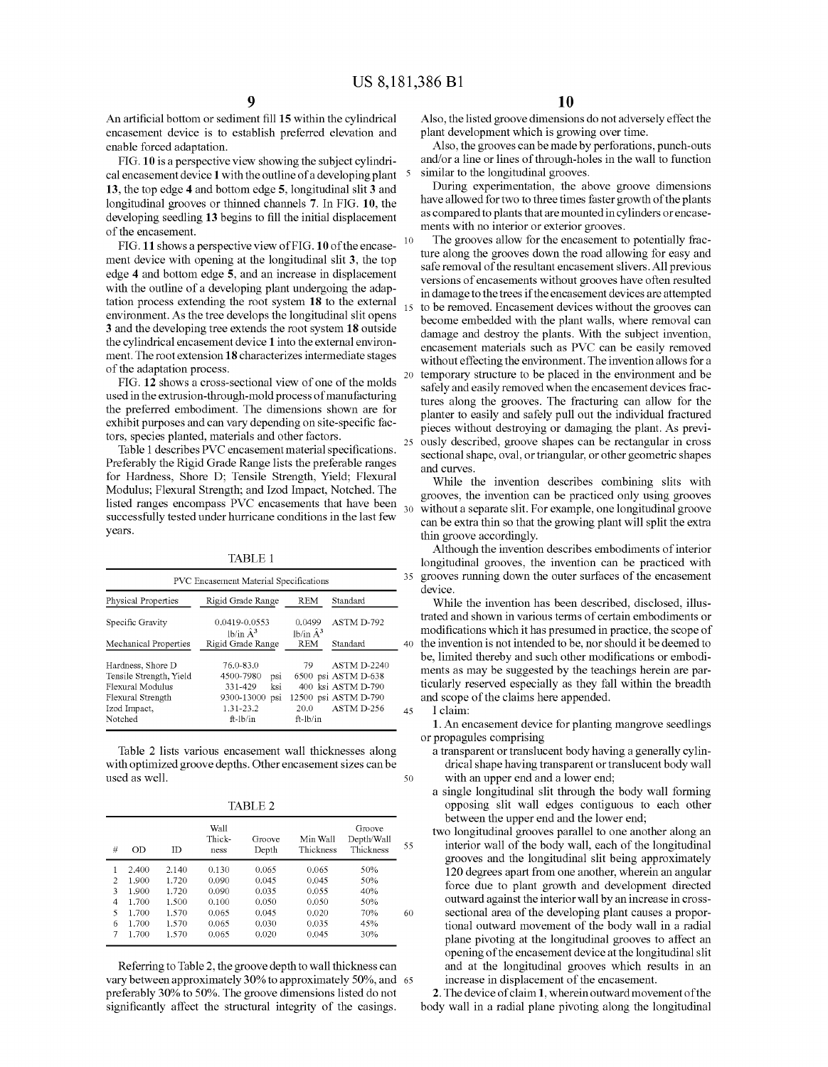An artificial bottom or sediment fill 15 within the cylindrical encasement device is to establish preferred elevation and enable forced adaptation.

FIG. 10 is a perspective view showing the subject cylindrical encasement device 1 with the outline of a developing plant 13, the top edge 4 and bottom edge 5, longitudinal slit 3 and longitudinal grooves or thinned channels 7. In FIG. 10, the developing seedling 13 begins to fill the initial displacement of the encasement.

FIG. 11 shows a perspective view of FIG. 10 of the encasement device with opening at the longitudinal slit 3, the top edge 4 and bottom edge 5, and an increase in displacement with the outline of a developing plant undergoing the adaptation process extending the root system 18 to the external environment. As the tree develops the longitudinal slit opens 3 and the developing tree extends the root system 18 outside the cylindrical encasement device 1 into the external environment. The root extension 18 characterizes intermediate stages of the adaptation process.

FIG. 12 shows a cross-sectional view of one of the molds used in the extrusion-through-mold process of manufacturing the preferred embodiment. The dimensions shown are for exhibit purposes and can vary depending on site-specific factors, species planted, materials and other factors.

Table 1 describes PVC encasement material specifications. Preferably the Rigid Grade Range lists the preferable ranges for Hardness, Shore D; Tensile Strength, Yield; Flexural Modulus; Flexural Strength; and Izod Impact, Notched. The listed ranges encompass PVC encasements that have been successfully tested under hurricane conditions in the last few years.

TABLE 1

PVC Encasement Material Specifications

| Physical Properties | Rigid Grade Range | REM | Standard |
|---|---|---|---|
| Specific Gravity | 0.0419-0.0553 lb/in Å$^3$ | 0.0499 lb/in Å$^3$ | ASTM D-792 |
| **Mechanical Properties** | **Rigid Grade Range** | **REM** | **Standard** |
| Hardness, Shore D | 76.0-83.0 | 79 | ASTM D-2240 |
| Tensile Strength, Yield | 4500-7980 psi | 6500 psi | ASTM D-638 |
| Flexural Modulus | 331-429 ksi | 400 ksi | ASTM D-790 |
| Flexural Strength | 9300-13000 psi | 12500 psi | ASTM D-790 |
| Izod Impact, Notched | 1.31-23.2 ft-lb/in | 20.0 ft-lb/in | ASTM D-256 |

Table 2 lists various encasement wall thicknesses along with optimized groove depths. Other encasement sizes can be used as well.

TABLE 2

| # | OD | ID | Wall Thickness | Groove Depth | Min Wall Thickness | Groove Depth/Wall Thickness |
|---|---|---|---|---|---|---|
| 1 | 2.400 | 2.140 | 0.130 | 0.065 | 0.065 | 50% |
| 2 | 1.900 | 1.720 | 0.090 | 0.045 | 0.045 | 50% |
| 3 | 1.900 | 1.720 | 0.090 | 0.035 | 0.055 | 40% |
| 4 | 1.700 | 1.500 | 0.100 | 0.050 | 0.050 | 50% |
| 5 | 1.700 | 1.570 | 0.065 | 0.045 | 0.020 | 70% |
| 6 | 1.700 | 1.570 | 0.065 | 0.030 | 0.035 | 45% |
| 7 | 1.700 | 1.570 | 0.065 | 0.020 | 0.045 | 30% |

Referring to Table 2, the groove depth to wall thickness can vary between approximately 30% to approximately 50%, and preferably 30% to 50%. The groove dimensions listed do not significantly affect the structural integrity of the casings. Also, the listed groove dimensions do not adversely effect the plant development which is growing over time.

Also, the grooves can be made by perforations, punch-outs and/or a line or lines of through-holes in the wall to function similar to the longitudinal grooves.

During experimentation, the above groove dimensions have allowed for two to three times faster growth of the plants as compared to plants that are mounted in cylinders or encasements with no interior or exterior grooves.

The grooves allow for the encasement to potentially fracture along the grooves down the road allowing for easy and safe removal of the resultant encasement slivers. All previous versions of encasements without grooves have often resulted in damage to the trees if the encasement devices are attempted to be removed. Encasement devices without the grooves can become embedded with the plant walls, where removal can damage and destroy the plants. With the subject invention, encasement materials such as PVC can be easily removed without effecting the environment. The invention allows for a temporary structure to be placed in the environment and be safely and easily removed when the encasement devices fractures along the grooves. The fracturing can allow for the planter to easily and safely pull out the individual fractured pieces without destroying or damaging the plant. As previously described, groove shapes can be rectangular in cross sectional shape, oval, or triangular, or other geometric shapes and curves.

While the invention describes combining slits with grooves, the invention can be practiced only using grooves without a separate slit. For example, one longitudinal groove can be extra thin so that the growing plant will split the extra thin groove accordingly.

Although the invention describes embodiments of interior longitudinal grooves, the invention can be practiced with grooves running down the outer surfaces of the encasement device.

While the invention has been described, disclosed, illustrated and shown in various terms of certain embodiments or modifications which it has presumed in practice, the scope of the invention is not intended to be, nor should it be deemed to be, limited thereby and such other modifications or embodiments as may be suggested by the teachings herein are particularly reserved especially as they fall within the breadth and scope of the claims here appended.

I claim:

1. An encasement device for planting mangrove seedlings or propagules comprising
   - a transparent or translucent body having a generally cylindrical shape having transparent or translucent body wall with an upper end and a lower end;
   - a single longitudinal slit through the body wall forming opposing slit wall edges contiguous to each other between the upper end and the lower end;
   - two longitudinal grooves parallel to one another along an interior wall of the body wall, each of the longitudinal grooves and the longitudinal slit being approximately 120 degrees apart from one another, wherein an angular force due to plant growth and development directed outward against the interior wall by an increase in cross-sectional area of the developing plant causes a proportional outward movement of the body wall in a radial plane pivoting at the longitudinal grooves to affect an opening of the encasement device at the longitudinal slit and at the longitudinal grooves which results in an increase in displacement of the encasement.

2. The device of claim 1, wherein outward movement of the body wall in a radial plane pivoting along the longitudinal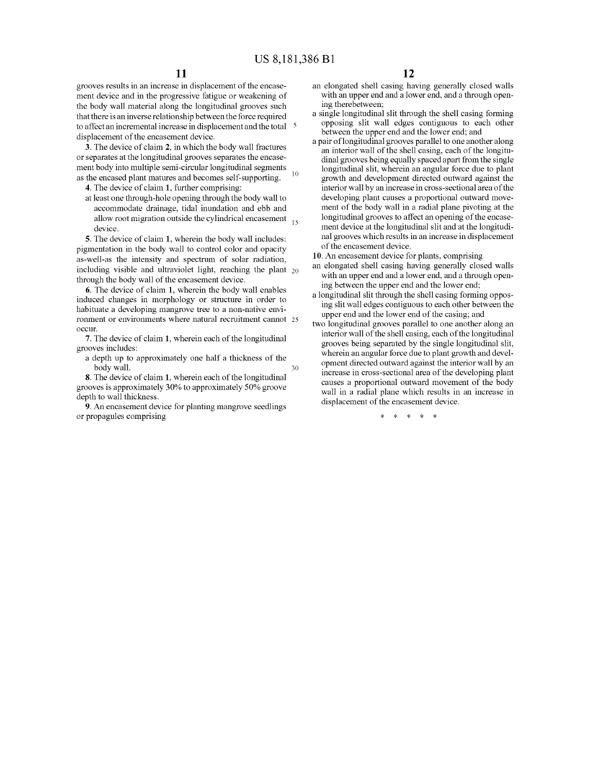grooves results in an increase in displacement of the encasement device and in the progressive fatigue or weakening of the body wall material along the longitudinal grooves such that there is an inverse relationship between the force required to affect an incremental increase in displacement and the total displacement of the encasement device.

**3**. The device of claim **2**, in which the body wall fractures or separates at the longitudinal grooves separates the encasement body into multiple semi-circular longitudinal segments as the encased plant matures and becomes self-supporting.

**4**. The device of claim **1**, further comprising:

at least one through-hole opening through the body wall to accommodate drainage, tidal inundation and ebb and allow root migration outside the cylindrical encasement device.

**5**. The device of claim **1**, wherein the body wall includes: pigmentation in the body wall to control color and opacity as-well-as the intensity and spectrum of solar radiation, including visible and ultraviolet light, reaching the plant through the body wall of the encasement device.

**6**. The device of claim **1**, wherein the body wall enables induced changes in morphology or structure in order to habituate a developing mangrove tree to a non-native environment or environments where natural recruitment cannot occur.

**7**. The device of claim **1**, wherein each of the longitudinal grooves includes:

a depth up to approximately one half a thickness of the body wall.

**8**. The device of claim **1**, wherein each of the longitudinal grooves is approximately 30% to approximately 50% groove depth to wall thickness.

**9**. An encasement device for planting mangrove seedlings or propagules comprising

an elongated shell casing having generally closed walls with an upper end and a lower end, and a through opening therebetween;

a single longitudinal slit through the shell casing forming opposing slit wall edges contiguous to each other between the upper end and the lower end; and

a pair of longitudinal grooves parallel to one another along an interior wall of the shell casing, each of the longitudinal grooves being equally spaced apart from the single longitudinal slit, wherein an angular force due to plant growth and development directed outward against the interior wall by an increase in cross-sectional area of the developing plant causes a proportional outward movement of the body wall in a radial plane pivoting at the longitudinal grooves to affect an opening of the encasement device at the longitudinal slit and at the longitudinal grooves which results in an increase in displacement of the encasement device.

**10**. An encasement device for plants, comprising

an elongated shell casing having generally closed walls with an upper end and a lower end, and a through opening between the upper end and the lower end;

a longitudinal slit through the shell casing forming opposing slit wall edges contiguous to each other between the upper end and the lower end of the casing; and

two longitudinal grooves parallel to one another along an interior wall of the shell casing, each of the longitudinal grooves being separated by the single longitudinal slit, wherein an angular force due to plant growth and development directed outward against the interior wall by an increase in cross-sectional area of the developing plant causes a proportional outward movement of the body wall in a radial plane which results in an increase in displacement of the encasement device.

* * * * *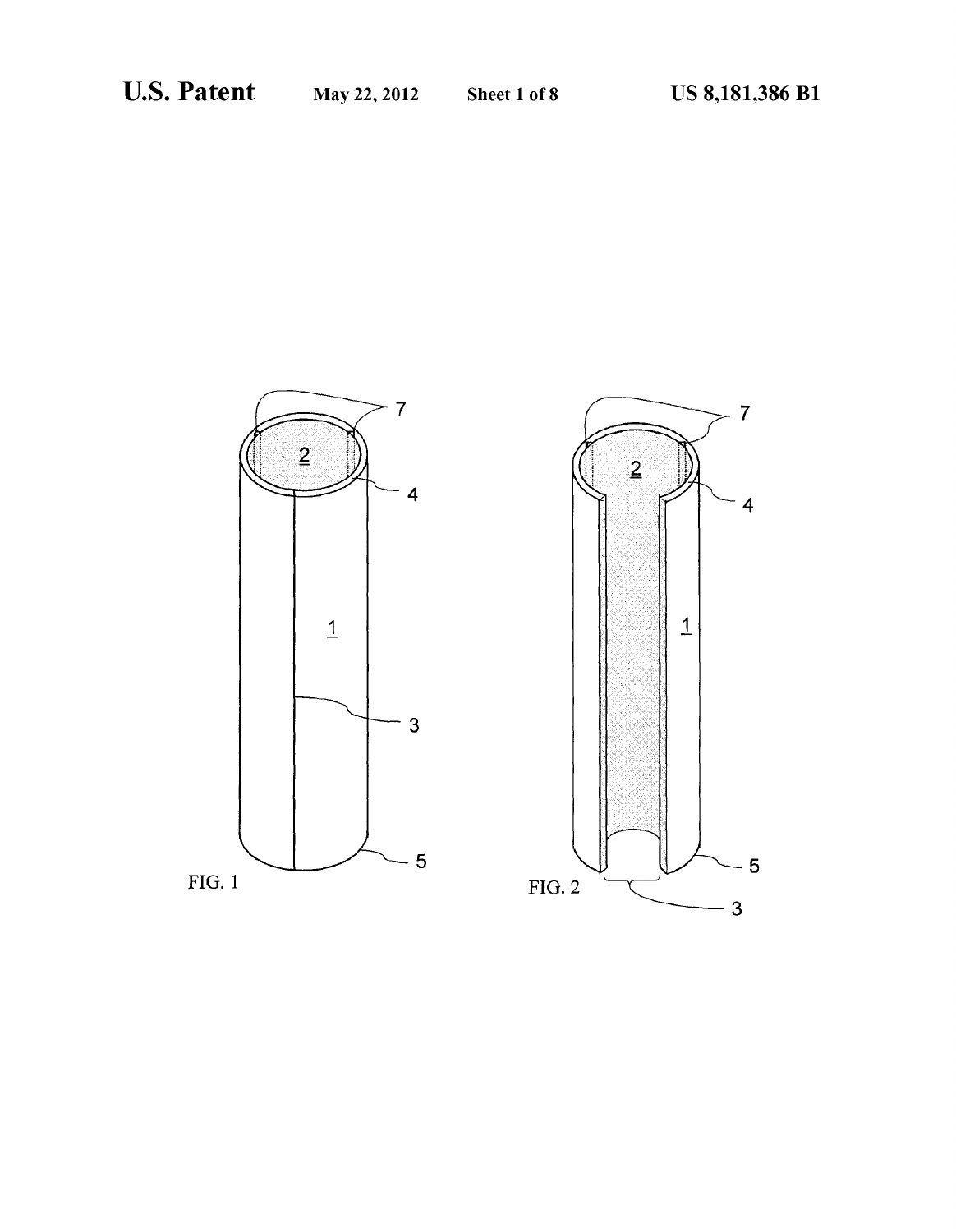FIG. 1

FIG. 2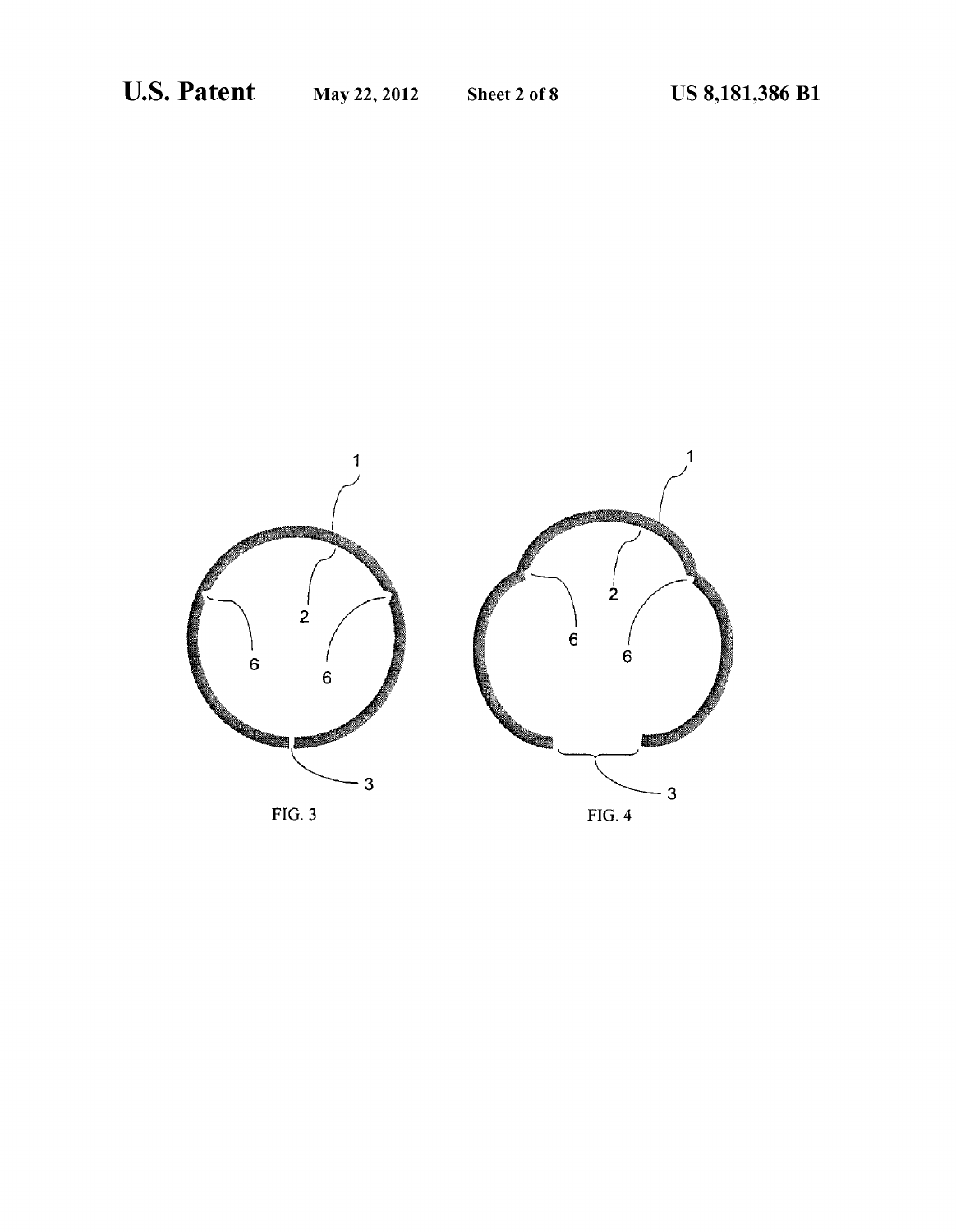FIG. 3

FIG. 4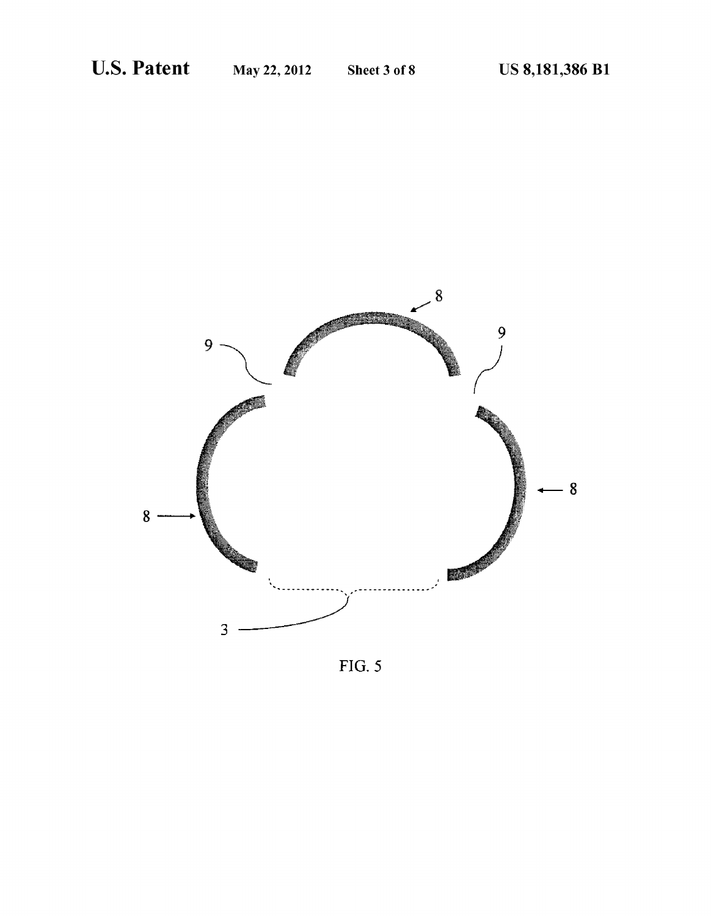FIG. 5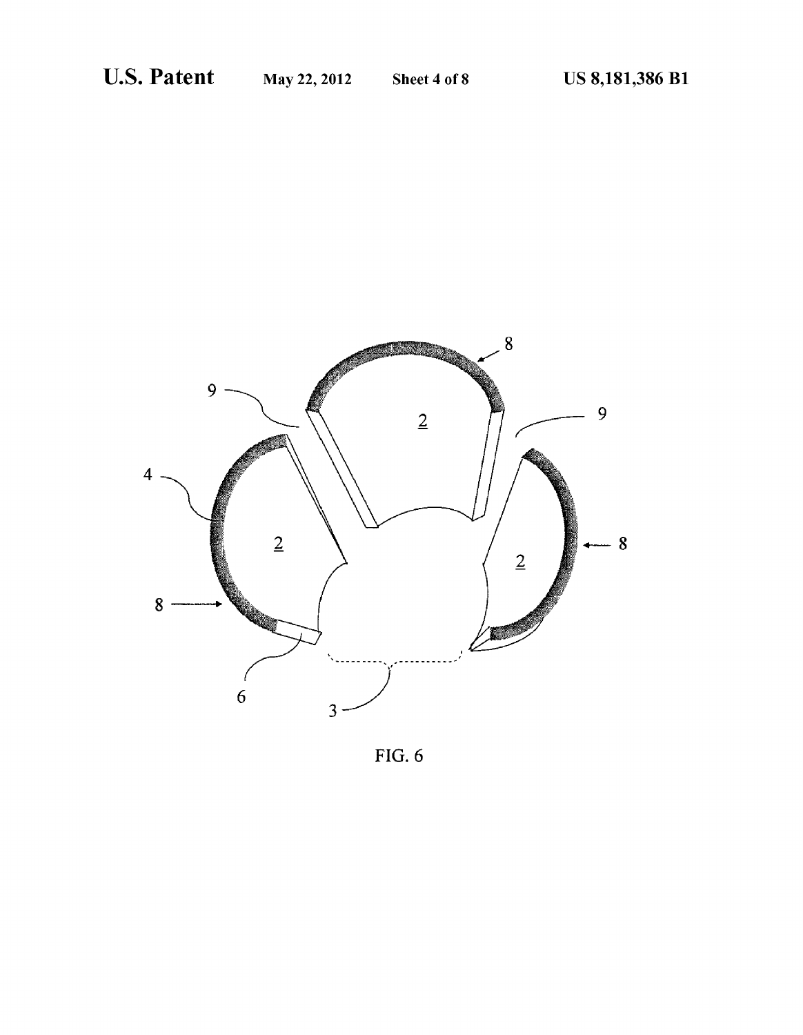FIG. 6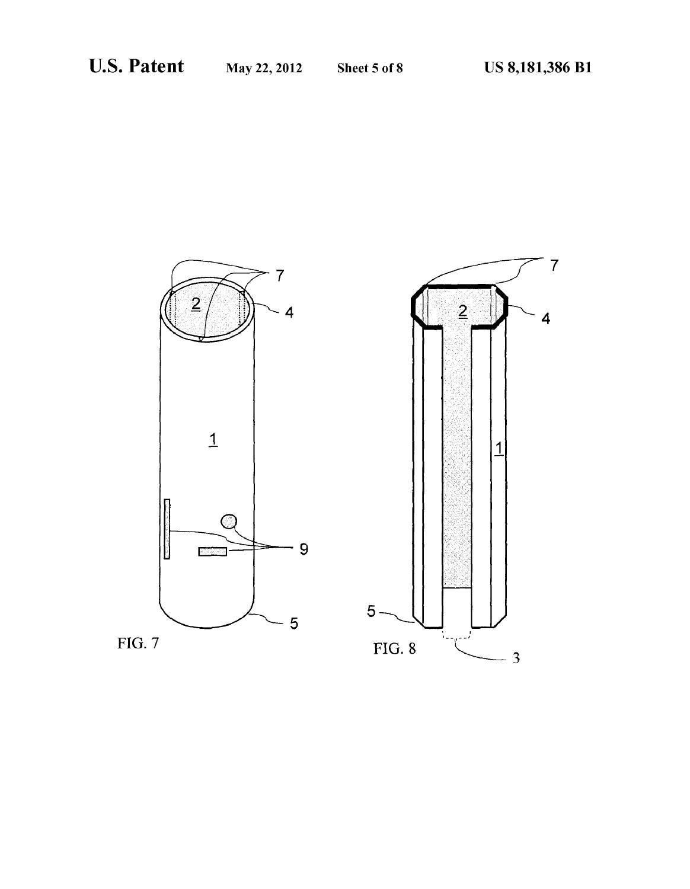FIG. 7

FIG. 8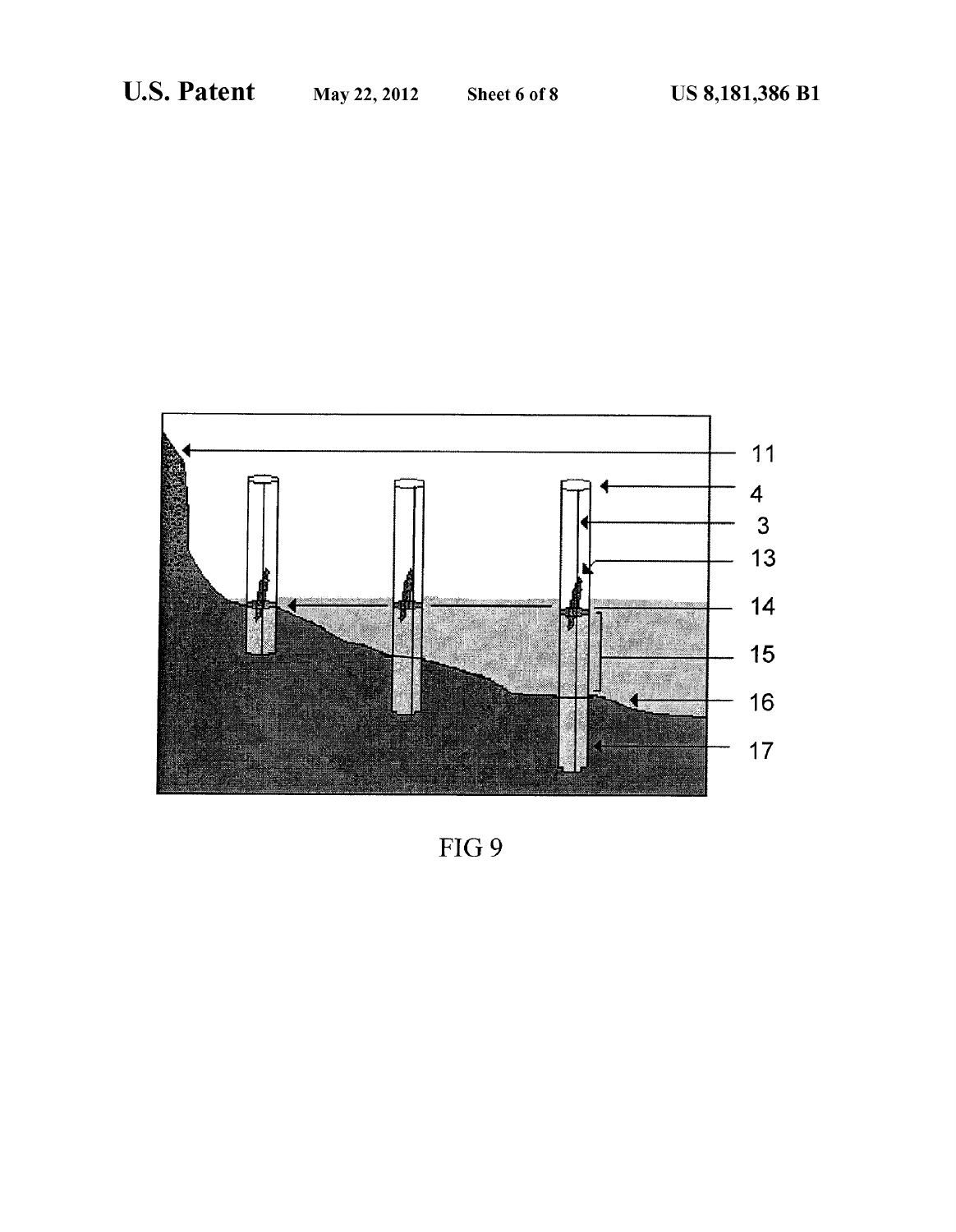FIG 9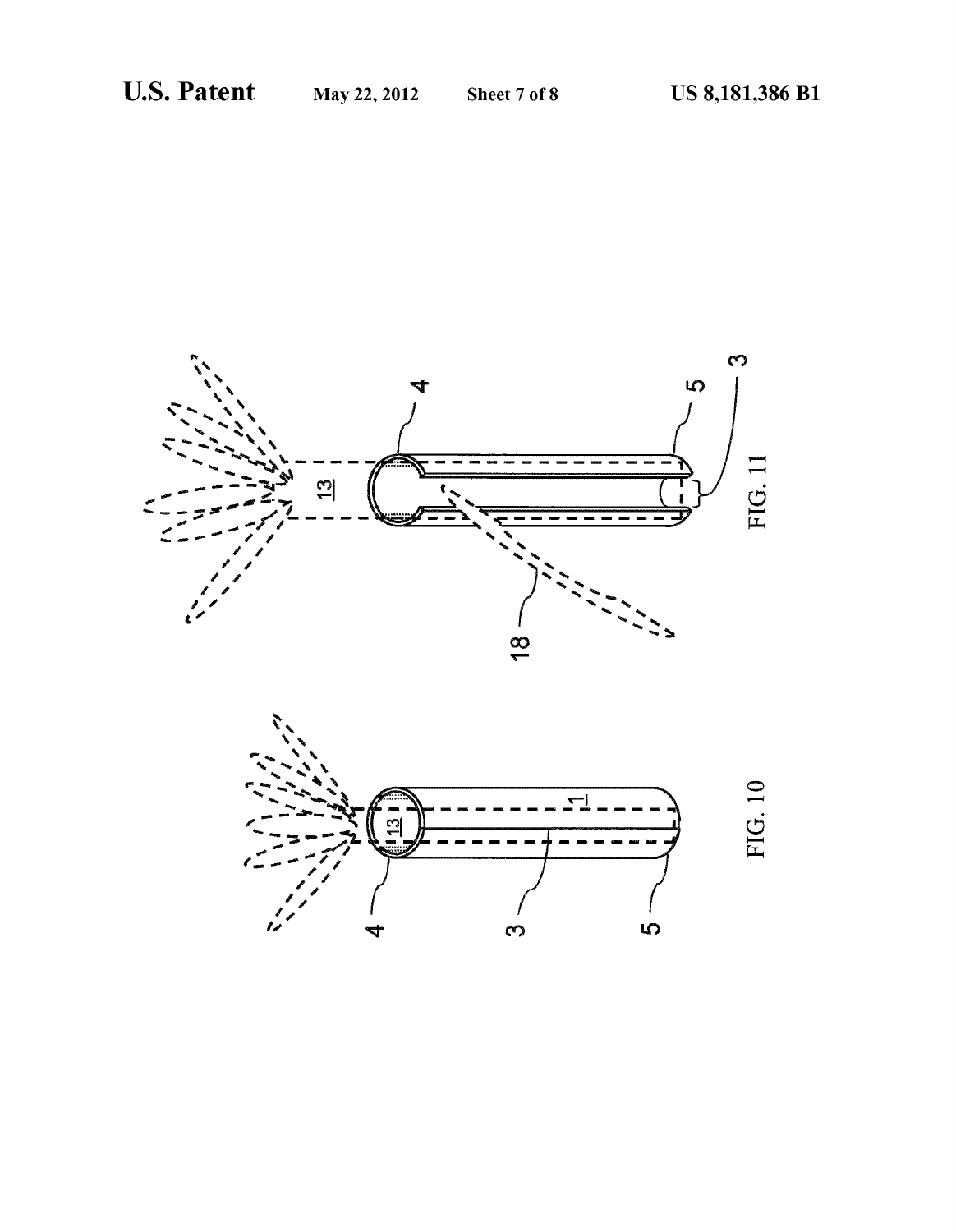FIG. 10

FIG. 11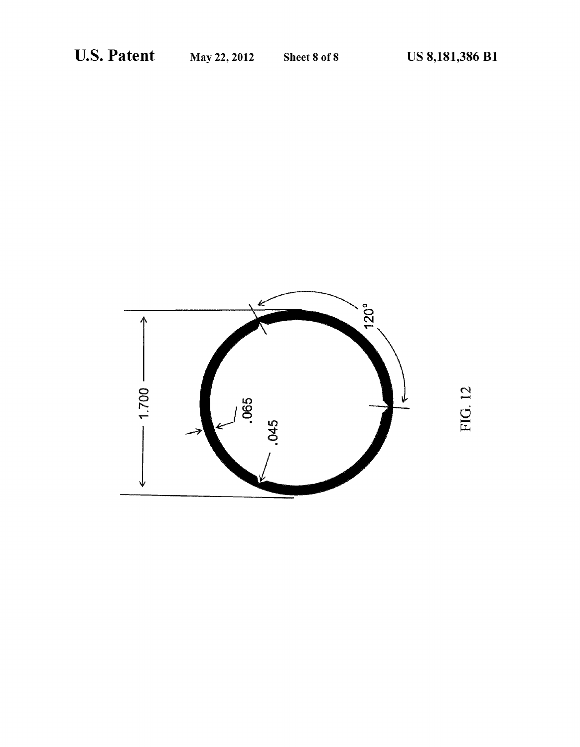1.700

.065

.045

120°

FIG. 12